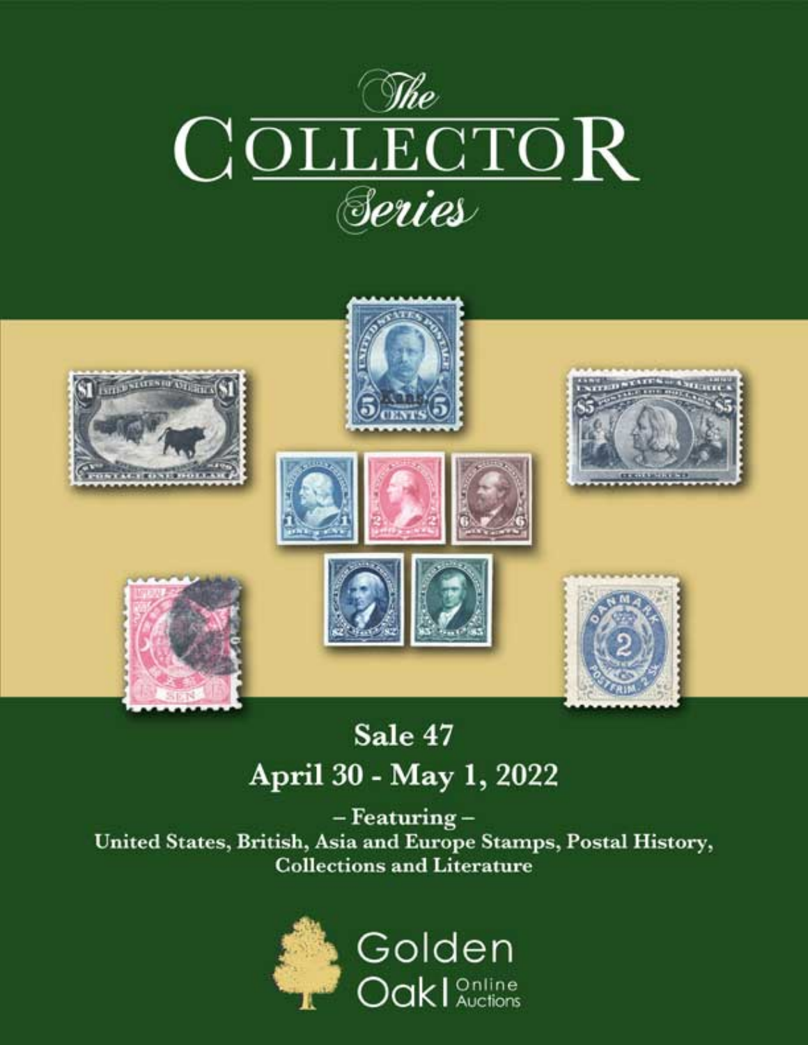# *The* COLLECTOR *Series*

## Sale 47

## April 30 - May 1, 2022

**– Featuring –**

**United States, British, Asia and Europe Stamps, Postal History, Collections and Literature**

Golden Oak | Online Auctions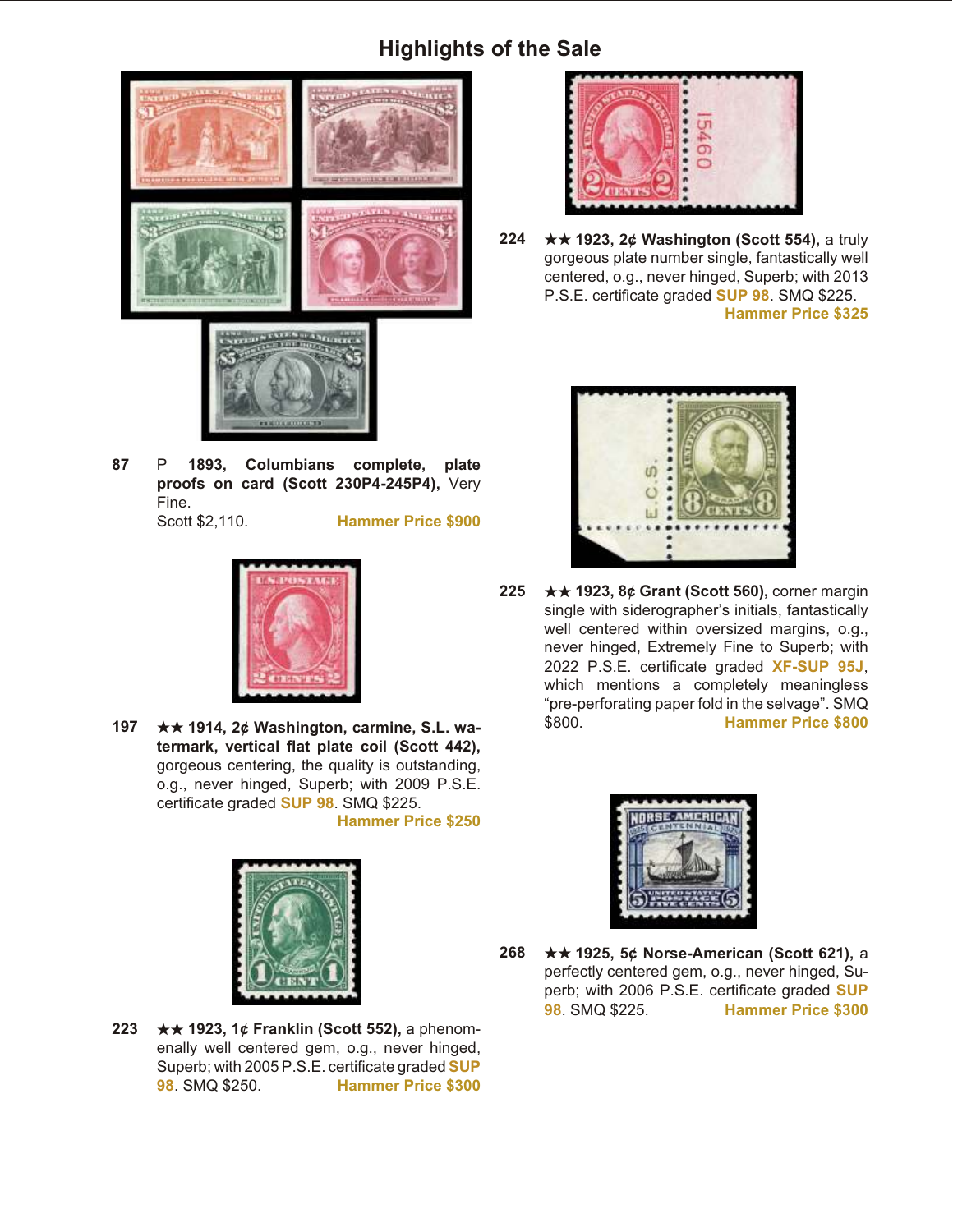## Highlights of the Sale

**87** P **1893, Columbians complete, plate proofs on card (Scott 230P4-245P4),** Very Fine.
Scott $2,110. **Hammer Price $900**

**197** ★★ **1914, 2¢ Washington, carmine, S.L. watermark, vertical flat plate coil (Scott 442),** gorgeous centering, the quality is outstanding, o.g., never hinged, Superb; with 2009 P.S.E. certificate graded **SUP 98**. SMQ $225.
**Hammer Price $250**

**223** ★★ **1923, 1¢ Franklin (Scott 552),** a phenomenally well centered gem, o.g., never hinged, Superb; with 2005 P.S.E. certificate graded **SUP 98**. SMQ $250. **Hammer Price $300**

**224** ★★ **1923, 2¢ Washington (Scott 554),** a truly gorgeous plate number single, fantastically well centered, o.g., never hinged, Superb; with 2013 P.S.E. certificate graded **SUP 98**. SMQ $225.
**Hammer Price $325**

**225** ★★ **1923, 8¢ Grant (Scott 560),** corner margin single with siderographer's initials, fantastically well centered within oversized margins, o.g., never hinged, Extremely Fine to Superb; with 2022 P.S.E. certificate graded **XF-SUP 95J**, which mentions a completely meaningless "pre-perforating paper fold in the selvage". SMQ $800. **Hammer Price $800**

**268** ★★ **1925, 5¢ Norse-American (Scott 621),** a perfectly centered gem, o.g., never hinged, Superb; with 2006 P.S.E. certificate graded **SUP 98**. SMQ $225. **Hammer Price $300**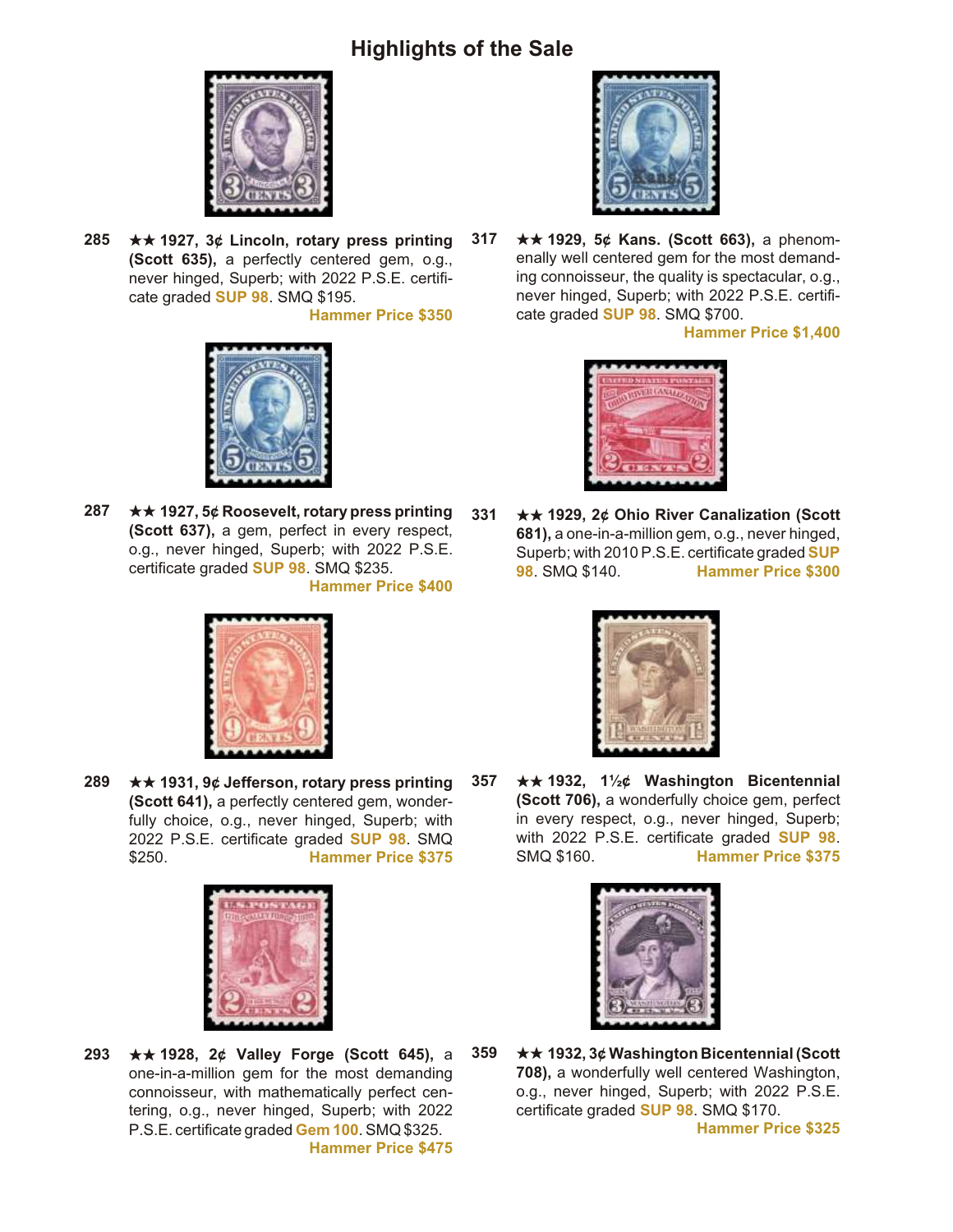# Highlights of the Sale

**285** **★★ 1927, 3¢ Lincoln, rotary press printing (Scott 635),** a perfectly centered gem, o.g., never hinged, Superb; with 2022 P.S.E. certificate graded **SUP 98**. SMQ $195.
**Hammer Price $350**

**287** **★★ 1927, 5¢ Roosevelt, rotary press printing (Scott 637),** a gem, perfect in every respect, o.g., never hinged, Superb; with 2022 P.S.E. certificate graded **SUP 98**. SMQ $235.
**Hammer Price $400**

**289** **★★ 1931, 9¢ Jefferson, rotary press printing (Scott 641),** a perfectly centered gem, wonderfully choice, o.g., never hinged, Superb; with 2022 P.S.E. certificate graded **SUP 98**. SMQ $250.
**Hammer Price $375**

**293** **★★ 1928, 2¢ Valley Forge (Scott 645),** a one-in-a-million gem for the most demanding connoisseur, with mathematically perfect centering, o.g., never hinged, Superb; with 2022 P.S.E. certificate graded **Gem 100**. SMQ $325.
**Hammer Price $475**

**317** **★★ 1929, 5¢ Kans. (Scott 663),** a phenomenally well centered gem for the most demanding connoisseur, the quality is spectacular, o.g., never hinged, Superb; with 2022 P.S.E. certificate graded **SUP 98**. SMQ $700.
**Hammer Price $1,400**

**331** **★★ 1929, 2¢ Ohio River Canalization (Scott 681),** a one-in-a-million gem, o.g., never hinged, Superb; with 2010 P.S.E. certificate graded **SUP 98**. SMQ $140.
**Hammer Price $300**

**357** **★★ 1932, 1½¢ Washington Bicentennial (Scott 706),** a wonderfully choice gem, perfect in every respect, o.g., never hinged, Superb; with 2022 P.S.E. certificate graded **SUP 98**. SMQ $160.
**Hammer Price $375**

**359** **★★ 1932, 3¢ Washington Bicentennial (Scott 708),** a wonderfully well centered Washington, o.g., never hinged, Superb; with 2022 P.S.E. certificate graded **SUP 98**. SMQ $170.
**Hammer Price $325**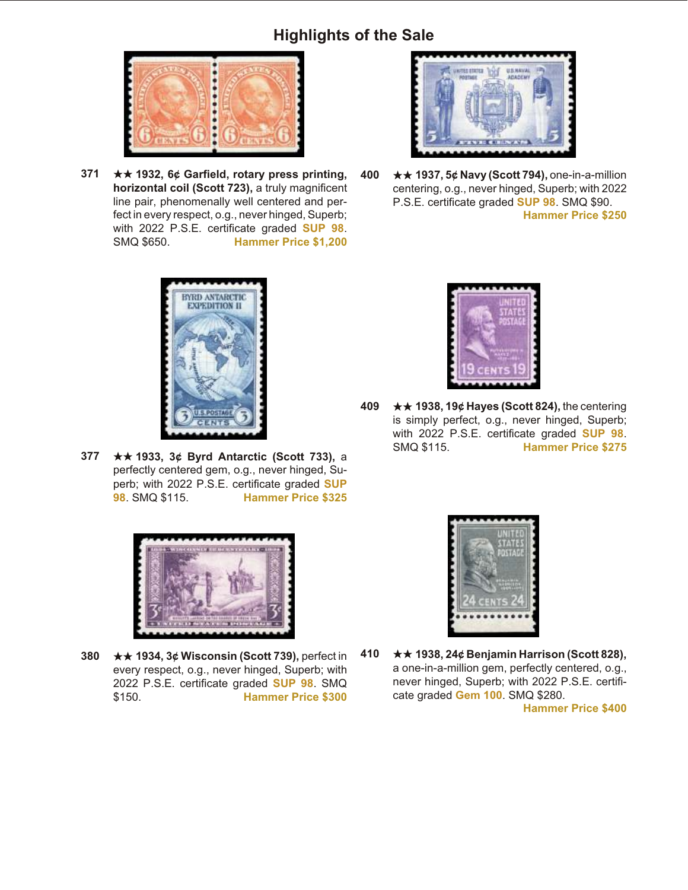## Highlights of the Sale

**371** ★★ **1932, 6¢ Garfield, rotary press printing, horizontal coil (Scott 723),** a truly magnificent line pair, phenomenally well centered and perfect in every respect, o.g., never hinged, Superb; with 2022 P.S.E. certificate graded **SUP 98**. SMQ $650. **Hammer Price $1,200**

**377** ★★ **1933, 3¢ Byrd Antarctic (Scott 733),** a perfectly centered gem, o.g., never hinged, Superb; with 2022 P.S.E. certificate graded **SUP 98**. SMQ $115. **Hammer Price $325**

**380** ★★ **1934, 3¢ Wisconsin (Scott 739),** perfect in every respect, o.g., never hinged, Superb; with 2022 P.S.E. certificate graded **SUP 98**. SMQ $150. **Hammer Price $300**

**400** ★★ **1937, 5¢ Navy (Scott 794),** one-in-a-million centering, o.g., never hinged, Superb; with 2022 P.S.E. certificate graded **SUP 98**. SMQ $90. **Hammer Price $250**

**409** ★★ **1938, 19¢ Hayes (Scott 824),** the centering is simply perfect, o.g., never hinged, Superb; with 2022 P.S.E. certificate graded **SUP 98**. SMQ $115. **Hammer Price $275**

**410** ★★ **1938, 24¢ Benjamin Harrison (Scott 828),** a one-in-a-million gem, perfectly centered, o.g., never hinged, Superb; with 2022 P.S.E. certificate graded **Gem 100**. SMQ $280. **Hammer Price $400**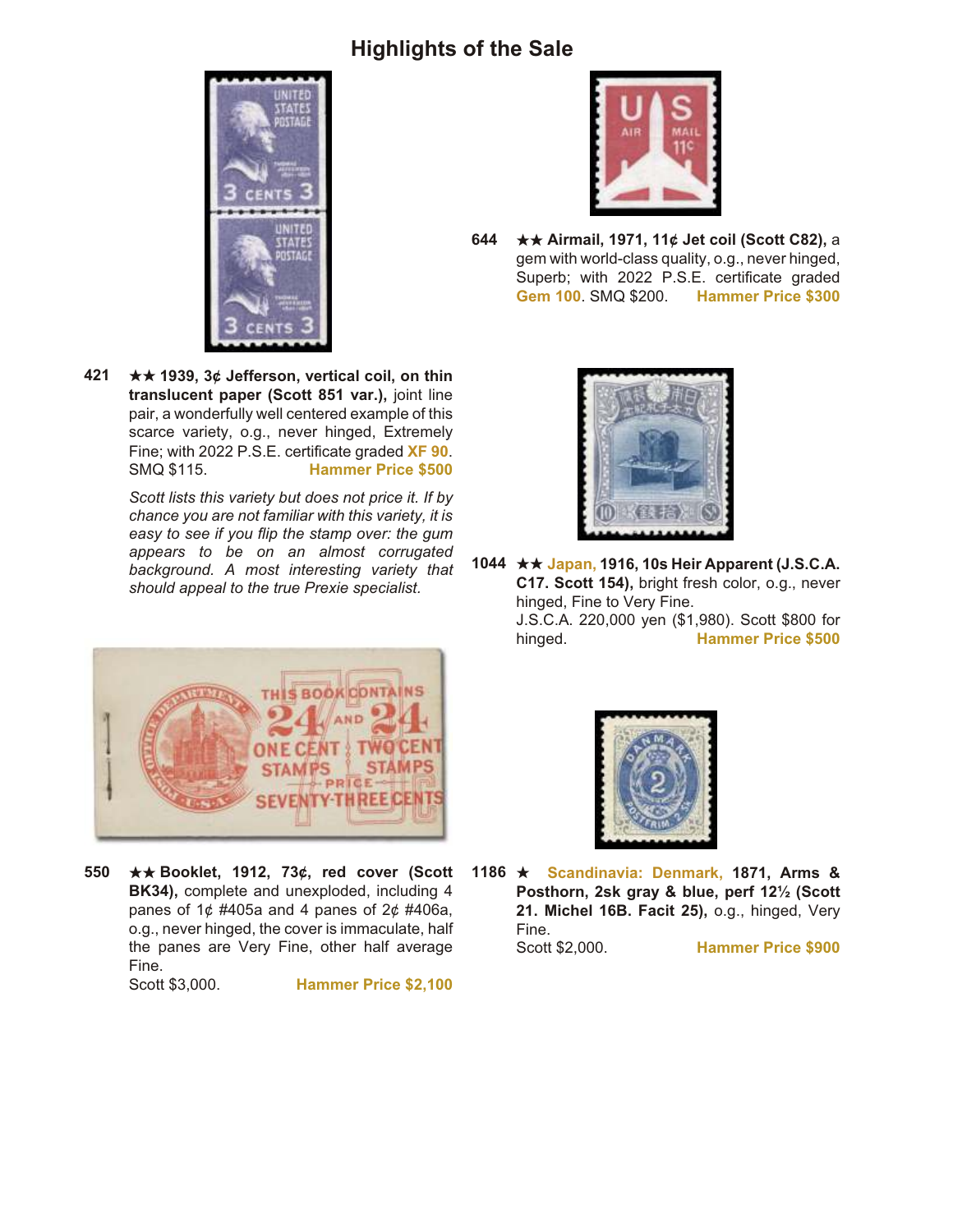## Highlights of the Sale

**421** ★★ **1939, 3¢ Jefferson, vertical coil, on thin translucent paper (Scott 851 var.),** joint line pair, a wonderfully well centered example of this scarce variety, o.g., never hinged, Extremely Fine; with 2022 P.S.E. certificate graded **XF 90**. SMQ $115. **Hammer Price $500**

*Scott lists this variety but does not price it. If by chance you are not familiar with this variety, it is easy to see if you flip the stamp over: the gum appears to be on an almost corrugated background. A most interesting variety that should appeal to the true Prexie specialist.*

**550** ★★ **Booklet, 1912, 73¢, red cover (Scott BK34),** complete and unexploded, including 4 panes of 1¢ #405a and 4 panes of 2¢ #406a, o.g., never hinged, the cover is immaculate, half the panes are Very Fine, other half average Fine.
Scott $3,000. **Hammer Price $2,100**

**644** ★★ **Airmail, 1971, 11¢ Jet coil (Scott C82),** a gem with world-class quality, o.g., never hinged, Superb; with 2022 P.S.E. certificate graded **Gem 100**. SMQ $200. **Hammer Price $300**

**1044** ★★ **Japan, 1916, 10s Heir Apparent (J.S.C.A. C17. Scott 154),** bright fresh color, o.g., never hinged, Fine to Very Fine.
J.S.C.A. 220,000 yen ($1,980). Scott $800 for hinged. **Hammer Price $500**

**1186** ★ **Scandinavia: Denmark, 1871, Arms & Posthorn, 2sk gray & blue, perf 12½ (Scott 21. Michel 16B. Facit 25),** o.g., hinged, Very Fine.
Scott $2,000. **Hammer Price $900**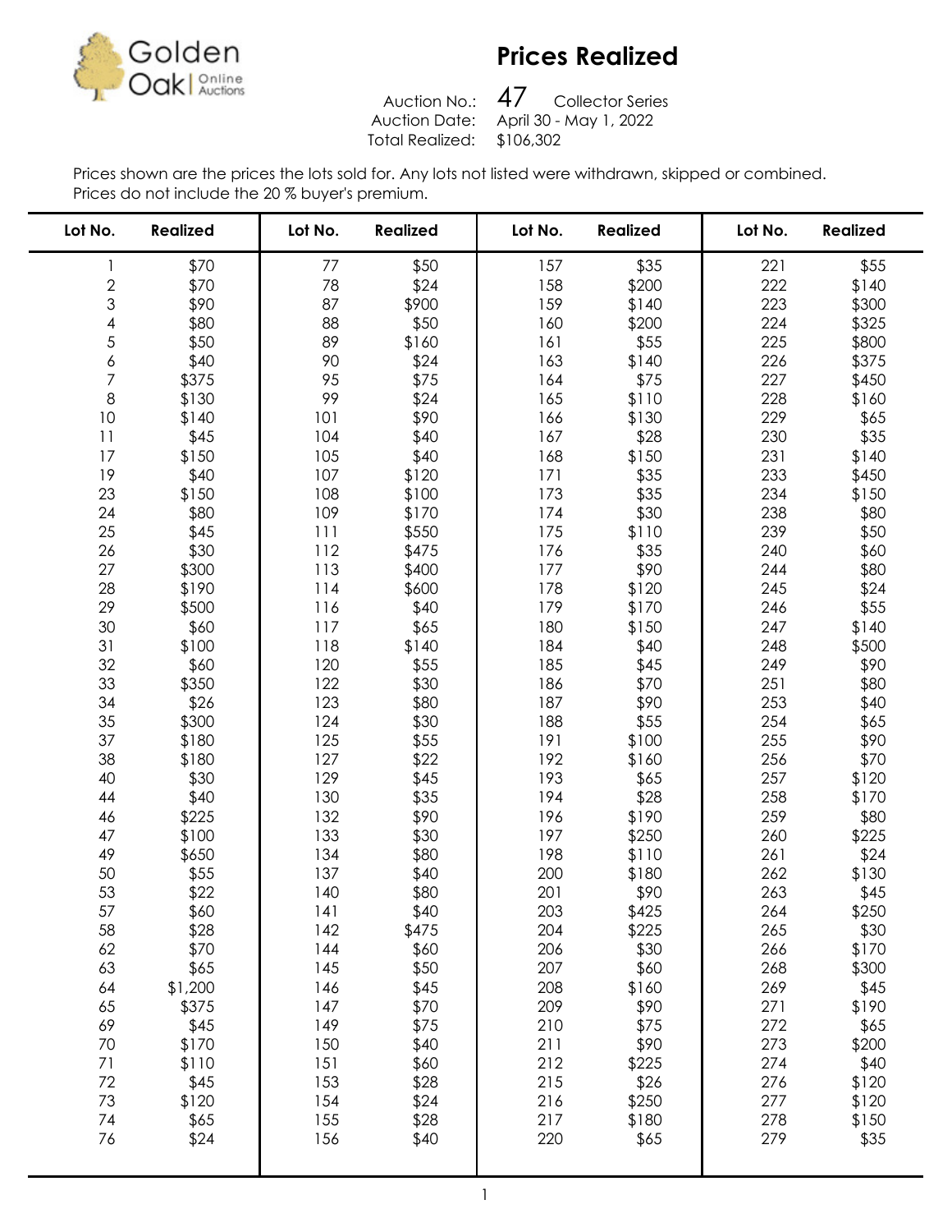Golden Oak Online Auctions

# Prices Realized

Auction No.: 47 Collector Series
Auction Date: April 30 - May 1, 2022
Total Realized: $106,302

Prices shown are the prices the lots sold for. Any lots not listed were withdrawn, skipped or combined.
Prices do not include the 20 % buyer's premium.

| Lot No. | Realized | Lot No. | Realized | Lot No. | Realized | Lot No. | Realized |
|---|---|---|---|---|---|---|---|
| 1 | $70 | 77 | $50 | 157 | $35 | 221 | $55 |
| 2 | $70 | 78 | $24 | 158 | $200 | 222 | $140 |
| 3 | $90 | 87 | $900 | 159 | $140 | 223 | $300 |
| 4 | $80 | 88 | $50 | 160 | $200 | 224 | $325 |
| 5 | $50 | 89 | $160 | 161 | $55 | 225 | $800 |
| 6 | $40 | 90 | $24 | 163 | $140 | 226 | $375 |
| 7 | $375 | 95 | $75 | 164 | $75 | 227 | $450 |
| 8 | $130 | 99 | $24 | 165 | $110 | 228 | $160 |
| 10 | $140 | 101 | $90 | 166 | $130 | 229 | $65 |
| 11 | $45 | 104 | $40 | 167 | $28 | 230 | $35 |
| 17 | $150 | 105 | $40 | 168 | $150 | 231 | $140 |
| 19 | $40 | 107 | $120 | 171 | $35 | 233 | $450 |
| 23 | $150 | 108 | $100 | 173 | $35 | 234 | $150 |
| 24 | $80 | 109 | $170 | 174 | $30 | 238 | $80 |
| 25 | $45 | 111 | $550 | 175 | $110 | 239 | $50 |
| 26 | $30 | 112 | $475 | 176 | $35 | 240 | $60 |
| 27 | $300 | 113 | $400 | 177 | $90 | 244 | $80 |
| 28 | $190 | 114 | $600 | 178 | $120 | 245 | $24 |
| 29 | $500 | 116 | $40 | 179 | $170 | 246 | $55 |
| 30 | $60 | 117 | $65 | 180 | $150 | 247 | $140 |
| 31 | $100 | 118 | $140 | 184 | $40 | 248 | $500 |
| 32 | $60 | 120 | $55 | 185 | $45 | 249 | $90 |
| 33 | $350 | 122 | $30 | 186 | $70 | 251 | $80 |
| 34 | $26 | 123 | $80 | 187 | $90 | 253 | $40 |
| 35 | $300 | 124 | $30 | 188 | $55 | 254 | $65 |
| 37 | $180 | 125 | $55 | 191 | $100 | 255 | $90 |
| 38 | $180 | 127 | $22 | 192 | $160 | 256 | $70 |
| 40 | $30 | 129 | $45 | 193 | $65 | 257 | $120 |
| 44 | $40 | 130 | $35 | 194 | $28 | 258 | $170 |
| 46 | $225 | 132 | $90 | 196 | $190 | 259 | $80 |
| 47 | $100 | 133 | $30 | 197 | $250 | 260 | $225 |
| 49 | $650 | 134 | $80 | 198 | $110 | 261 | $24 |
| 50 | $55 | 137 | $40 | 200 | $180 | 262 | $130 |
| 53 | $22 | 140 | $80 | 201 | $90 | 263 | $45 |
| 57 | $60 | 141 | $40 | 203 | $425 | 264 | $250 |
| 58 | $28 | 142 | $475 | 204 | $225 | 265 | $30 |
| 62 | $70 | 144 | $60 | 206 | $30 | 266 | $170 |
| 63 | $65 | 145 | $50 | 207 | $60 | 268 | $300 |
| 64 | $1,200 | 146 | $45 | 208 | $160 | 269 | $45 |
| 65 | $375 | 147 | $70 | 209 | $90 | 271 | $190 |
| 69 | $45 | 149 | $75 | 210 | $75 | 272 | $65 |
| 70 | $170 | 150 | $40 | 211 | $90 | 273 | $200 |
| 71 | $110 | 151 | $60 | 212 | $225 | 274 | $40 |
| 72 | $45 | 153 | $28 | 215 | $26 | 276 | $120 |
| 73 | $120 | 154 | $24 | 216 | $250 | 277 | $120 |
| 74 | $65 | 155 | $28 | 217 | $180 | 278 | $150 |
| 76 | $24 | 156 | $40 | 220 | $65 | 279 | $35 |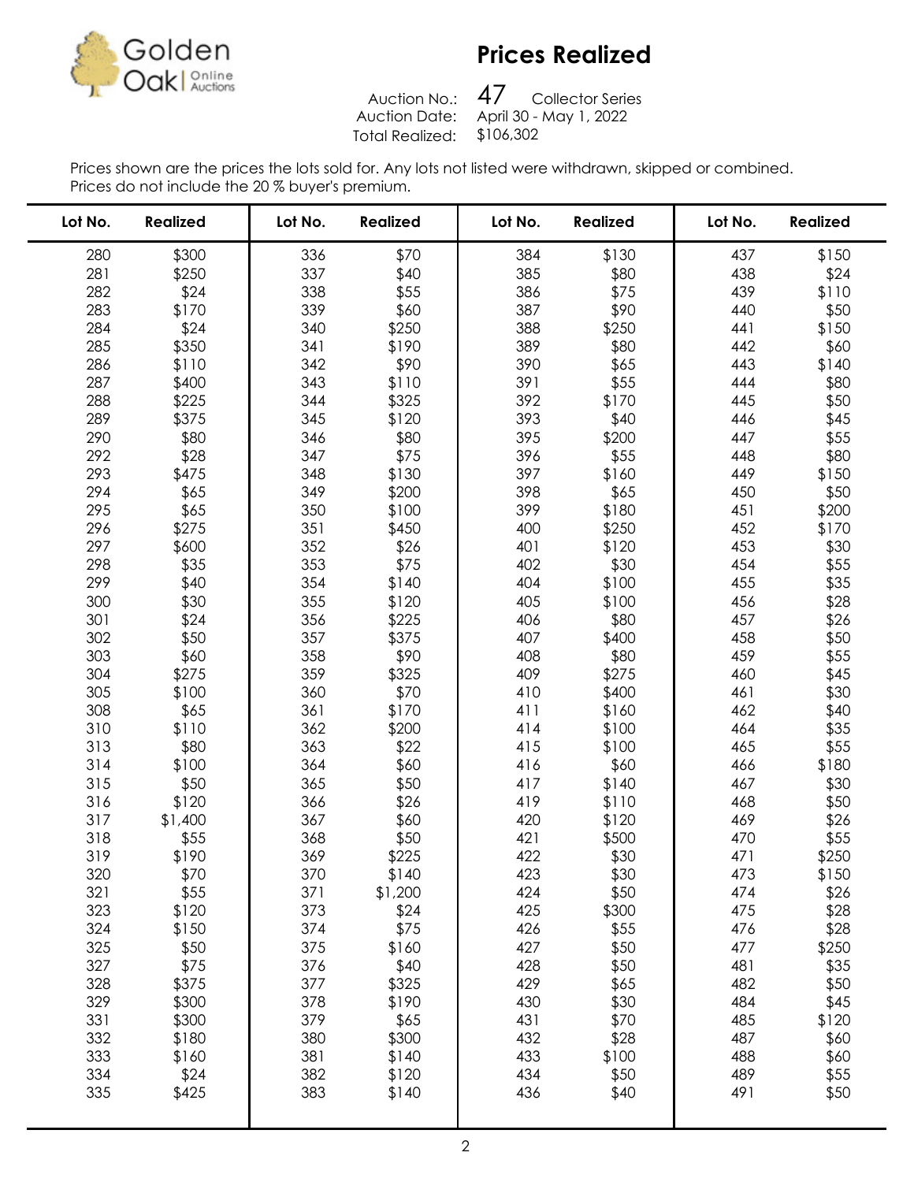Golden Oak Online Auctions

# Prices Realized

Auction No.: 47 Collector Series
Auction Date: April 30 - May 1, 2022
Total Realized: $106,302

Prices shown are the prices the lots sold for. Any lots not listed were withdrawn, skipped or combined.
Prices do not include the 20 % buyer's premium.

| Lot No. | Realized | Lot No. | Realized | Lot No. | Realized | Lot No. | Realized |
|---|---|---|---|---|---|---|---|
| 280 | $300 | 336 | $70 | 384 | $130 | 437 | $150 |
| 281 | $250 | 337 | $40 | 385 | $80 | 438 | $24 |
| 282 | $24 | 338 | $55 | 386 | $75 | 439 | $110 |
| 283 | $170 | 339 | $60 | 387 | $90 | 440 | $50 |
| 284 | $24 | 340 | $250 | 388 | $250 | 441 | $150 |
| 285 | $350 | 341 | $190 | 389 | $80 | 442 | $60 |
| 286 | $110 | 342 | $90 | 390 | $65 | 443 | $140 |
| 287 | $400 | 343 | $110 | 391 | $55 | 444 | $80 |
| 288 | $225 | 344 | $325 | 392 | $170 | 445 | $50 |
| 289 | $375 | 345 | $120 | 393 | $40 | 446 | $45 |
| 290 | $80 | 346 | $80 | 395 | $200 | 447 | $55 |
| 292 | $28 | 347 | $75 | 396 | $55 | 448 | $80 |
| 293 | $475 | 348 | $130 | 397 | $160 | 449 | $150 |
| 294 | $65 | 349 | $200 | 398 | $65 | 450 | $50 |
| 295 | $65 | 350 | $100 | 399 | $180 | 451 | $200 |
| 296 | $275 | 351 | $450 | 400 | $250 | 452 | $170 |
| 297 | $600 | 352 | $26 | 401 | $120 | 453 | $30 |
| 298 | $35 | 353 | $75 | 402 | $30 | 454 | $55 |
| 299 | $40 | 354 | $140 | 404 | $100 | 455 | $35 |
| 300 | $30 | 355 | $120 | 405 | $100 | 456 | $28 |
| 301 | $24 | 356 | $225 | 406 | $80 | 457 | $26 |
| 302 | $50 | 357 | $375 | 407 | $400 | 458 | $50 |
| 303 | $60 | 358 | $90 | 408 | $80 | 459 | $55 |
| 304 | $275 | 359 | $325 | 409 | $275 | 460 | $45 |
| 305 | $100 | 360 | $70 | 410 | $400 | 461 | $30 |
| 308 | $65 | 361 | $170 | 411 | $160 | 462 | $40 |
| 310 | $110 | 362 | $200 | 414 | $100 | 464 | $35 |
| 313 | $80 | 363 | $22 | 415 | $100 | 465 | $55 |
| 314 | $100 | 364 | $60 | 416 | $60 | 466 | $180 |
| 315 | $50 | 365 | $50 | 417 | $140 | 467 | $30 |
| 316 | $120 | 366 | $26 | 419 | $110 | 468 | $50 |
| 317 | $1,400 | 367 | $60 | 420 | $120 | 469 | $26 |
| 318 | $55 | 368 | $50 | 421 | $500 | 470 | $55 |
| 319 | $190 | 369 | $225 | 422 | $30 | 471 | $250 |
| 320 | $70 | 370 | $140 | 423 | $30 | 473 | $150 |
| 321 | $55 | 371 | $1,200 | 424 | $50 | 474 | $26 |
| 323 | $120 | 373 | $24 | 425 | $300 | 475 | $28 |
| 324 | $150 | 374 | $75 | 426 | $55 | 476 | $28 |
| 325 | $50 | 375 | $160 | 427 | $50 | 477 | $250 |
| 327 | $75 | 376 | $40 | 428 | $50 | 481 | $35 |
| 328 | $375 | 377 | $325 | 429 | $65 | 482 | $50 |
| 329 | $300 | 378 | $190 | 430 | $30 | 484 | $45 |
| 331 | $300 | 379 | $65 | 431 | $70 | 485 | $120 |
| 332 | $180 | 380 | $300 | 432 | $28 | 487 | $60 |
| 333 | $160 | 381 | $140 | 433 | $100 | 488 | $60 |
| 334 | $24 | 382 | $120 | 434 | $50 | 489 | $55 |
| 335 | $425 | 383 | $140 | 436 | $40 | 491 | $50 |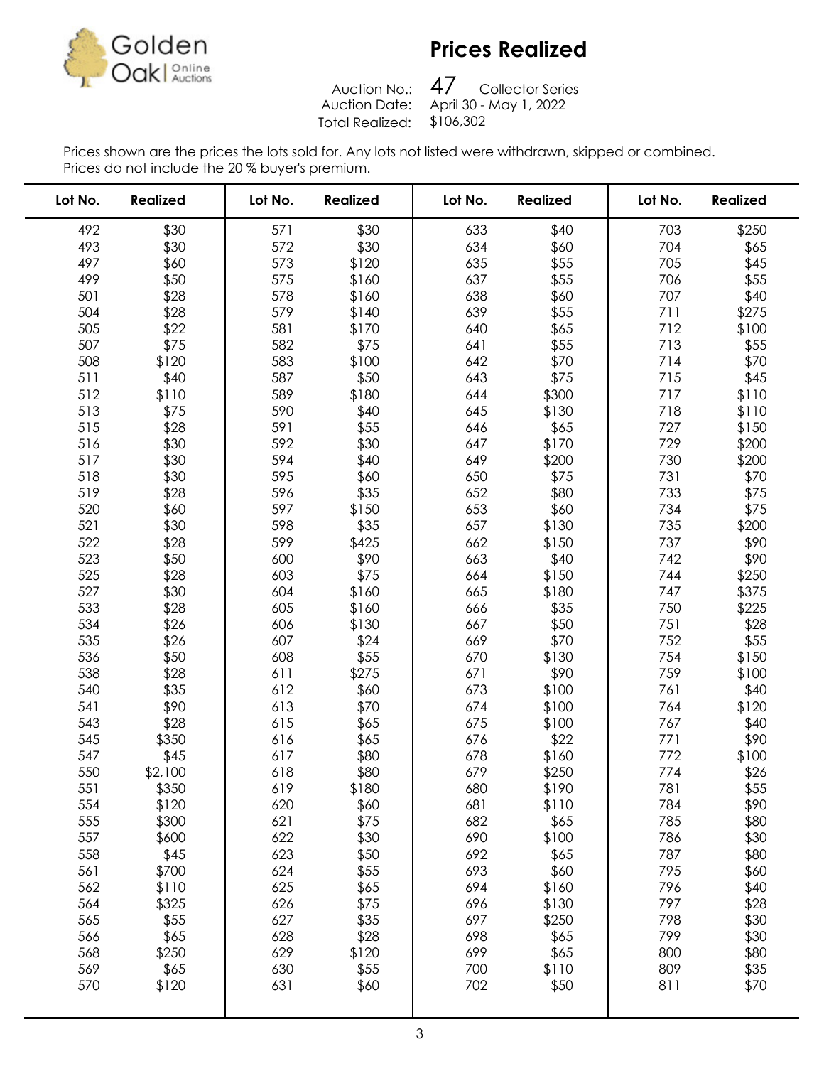Golden Oak | Online Auctions

# Prices Realized

Auction No.: 47 Collector Series
Auction Date: April 30 - May 1, 2022
Total Realized: $106,302

Prices shown are the prices the lots sold for. Any lots not listed were withdrawn, skipped or combined.
Prices do not include the 20 % buyer's premium.

| Lot No. | Realized | Lot No. | Realized | Lot No. | Realized | Lot No. | Realized |
|---|---|---|---|---|---|---|---|
| 492 | $30 | 571 | $30 | 633 | $40 | 703 | $250 |
| 493 | $30 | 572 | $30 | 634 | $60 | 704 | $65 |
| 497 | $60 | 573 | $120 | 635 | $55 | 705 | $45 |
| 499 | $50 | 575 | $160 | 637 | $55 | 706 | $55 |
| 501 | $28 | 578 | $160 | 638 | $60 | 707 | $40 |
| 504 | $28 | 579 | $140 | 639 | $55 | 711 | $275 |
| 505 | $22 | 581 | $170 | 640 | $65 | 712 | $100 |
| 507 | $75 | 582 | $75 | 641 | $55 | 713 | $55 |
| 508 | $120 | 583 | $100 | 642 | $70 | 714 | $70 |
| 511 | $40 | 587 | $50 | 643 | $75 | 715 | $45 |
| 512 | $110 | 589 | $180 | 644 | $300 | 717 | $110 |
| 513 | $75 | 590 | $40 | 645 | $130 | 718 | $110 |
| 515 | $28 | 591 | $55 | 646 | $65 | 727 | $150 |
| 516 | $30 | 592 | $30 | 647 | $170 | 729 | $200 |
| 517 | $30 | 594 | $40 | 649 | $200 | 730 | $200 |
| 518 | $30 | 595 | $60 | 650 | $75 | 731 | $70 |
| 519 | $28 | 596 | $35 | 652 | $80 | 733 | $75 |
| 520 | $60 | 597 | $150 | 653 | $60 | 734 | $75 |
| 521 | $30 | 598 | $35 | 657 | $130 | 735 | $200 |
| 522 | $28 | 599 | $425 | 662 | $150 | 737 | $90 |
| 523 | $50 | 600 | $90 | 663 | $40 | 742 | $90 |
| 525 | $28 | 603 | $75 | 664 | $150 | 744 | $250 |
| 527 | $30 | 604 | $160 | 665 | $180 | 747 | $375 |
| 533 | $28 | 605 | $160 | 666 | $35 | 750 | $225 |
| 534 | $26 | 606 | $130 | 667 | $50 | 751 | $28 |
| 535 | $26 | 607 | $24 | 669 | $70 | 752 | $55 |
| 536 | $50 | 608 | $55 | 670 | $130 | 754 | $150 |
| 538 | $28 | 611 | $275 | 671 | $90 | 759 | $100 |
| 540 | $35 | 612 | $60 | 673 | $100 | 761 | $40 |
| 541 | $90 | 613 | $70 | 674 | $100 | 764 | $120 |
| 543 | $28 | 615 | $65 | 675 | $100 | 767 | $40 |
| 545 | $350 | 616 | $65 | 676 | $22 | 771 | $90 |
| 547 | $45 | 617 | $80 | 678 | $160 | 772 | $100 |
| 550 | $2,100 | 618 | $80 | 679 | $250 | 774 | $26 |
| 551 | $350 | 619 | $180 | 680 | $190 | 781 | $55 |
| 554 | $120 | 620 | $60 | 681 | $110 | 784 | $90 |
| 555 | $300 | 621 | $75 | 682 | $65 | 785 | $80 |
| 557 | $600 | 622 | $30 | 690 | $100 | 786 | $30 |
| 558 | $45 | 623 | $50 | 692 | $65 | 787 | $80 |
| 561 | $700 | 624 | $55 | 693 | $60 | 795 | $60 |
| 562 | $110 | 625 | $65 | 694 | $160 | 796 | $40 |
| 564 | $325 | 626 | $75 | 696 | $130 | 797 | $28 |
| 565 | $55 | 627 | $35 | 697 | $250 | 798 | $30 |
| 566 | $65 | 628 | $28 | 698 | $65 | 799 | $30 |
| 568 | $250 | 629 | $120 | 699 | $65 | 800 | $80 |
| 569 | $65 | 630 | $55 | 700 | $110 | 809 | $35 |
| 570 | $120 | 631 | $60 | 702 | $50 | 811 | $70 |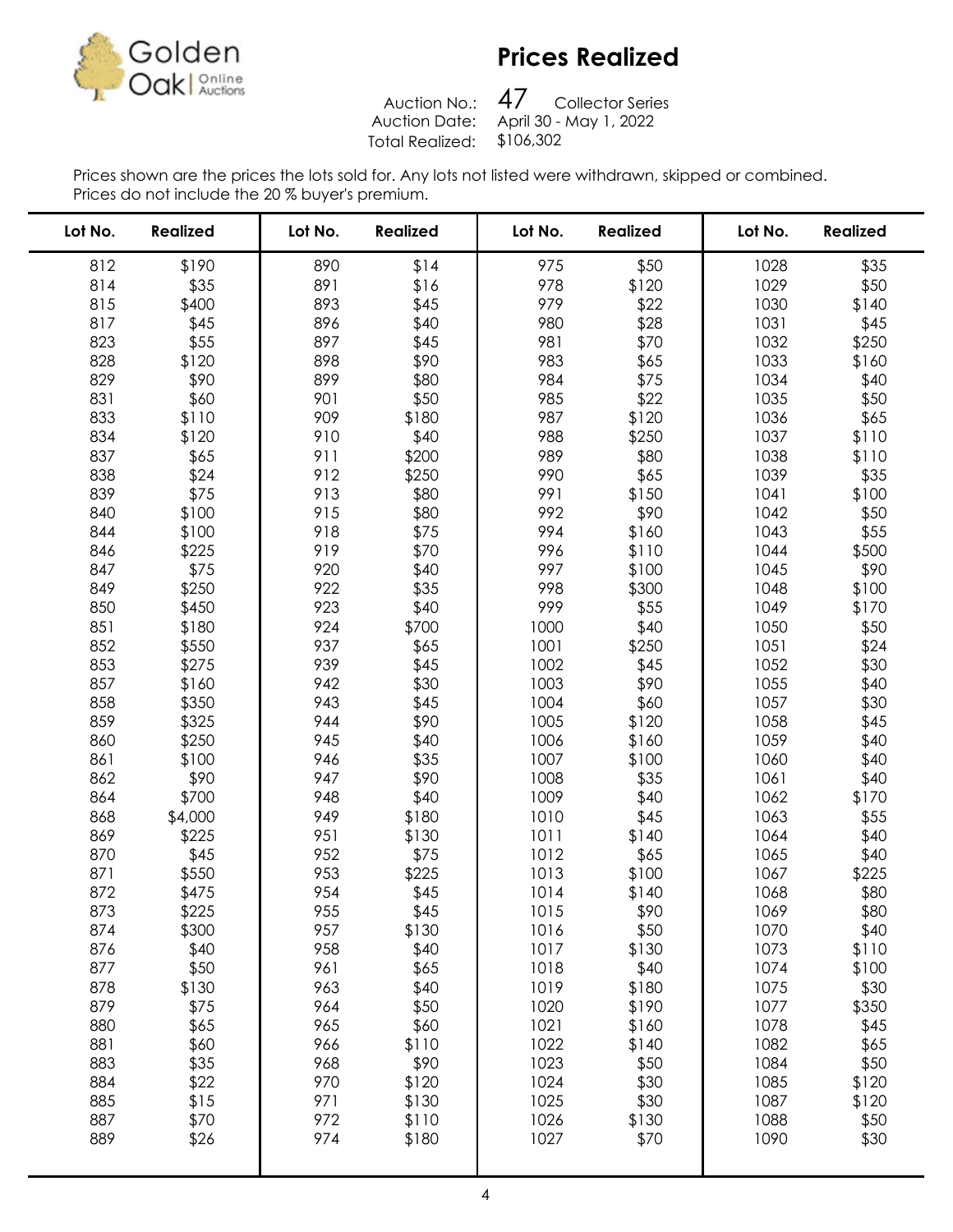Golden Oak Online Auctions

# Prices Realized

Auction No.: 47 Collector Series
Auction Date: April 30 - May 1, 2022
Total Realized: $106,302

Prices shown are the prices the lots sold for. Any lots not listed were withdrawn, skipped or combined.
Prices do not include the 20 % buyer's premium.

| Lot No. | Realized | Lot No. | Realized | Lot No. | Realized | Lot No. | Realized |
|---|---|---|---|---|---|---|---|
| 812 | $190 | 890 | $14 | 975 | $50 | 1028 | $35 |
| 814 | $35 | 891 | $16 | 978 | $120 | 1029 | $50 |
| 815 | $400 | 893 | $45 | 979 | $22 | 1030 | $140 |
| 817 | $45 | 896 | $40 | 980 | $28 | 1031 | $45 |
| 823 | $55 | 897 | $45 | 981 | $70 | 1032 | $250 |
| 828 | $120 | 898 | $90 | 983 | $65 | 1033 | $160 |
| 829 | $90 | 899 | $80 | 984 | $75 | 1034 | $40 |
| 831 | $60 | 901 | $50 | 985 | $22 | 1035 | $50 |
| 833 | $110 | 909 | $180 | 987 | $120 | 1036 | $65 |
| 834 | $120 | 910 | $40 | 988 | $250 | 1037 | $110 |
| 837 | $65 | 911 | $200 | 989 | $80 | 1038 | $110 |
| 838 | $24 | 912 | $250 | 990 | $65 | 1039 | $35 |
| 839 | $75 | 913 | $80 | 991 | $150 | 1041 | $100 |
| 840 | $100 | 915 | $80 | 992 | $90 | 1042 | $50 |
| 844 | $100 | 918 | $75 | 994 | $160 | 1043 | $55 |
| 846 | $225 | 919 | $70 | 996 | $110 | 1044 | $500 |
| 847 | $75 | 920 | $40 | 997 | $100 | 1045 | $90 |
| 849 | $250 | 922 | $35 | 998 | $300 | 1048 | $100 |
| 850 | $450 | 923 | $40 | 999 | $55 | 1049 | $170 |
| 851 | $180 | 924 | $700 | 1000 | $40 | 1050 | $50 |
| 852 | $550 | 937 | $65 | 1001 | $250 | 1051 | $24 |
| 853 | $275 | 939 | $45 | 1002 | $45 | 1052 | $30 |
| 857 | $160 | 942 | $30 | 1003 | $90 | 1055 | $40 |
| 858 | $350 | 943 | $45 | 1004 | $60 | 1057 | $30 |
| 859 | $325 | 944 | $90 | 1005 | $120 | 1058 | $45 |
| 860 | $250 | 945 | $40 | 1006 | $160 | 1059 | $40 |
| 861 | $100 | 946 | $35 | 1007 | $100 | 1060 | $40 |
| 862 | $90 | 947 | $90 | 1008 | $35 | 1061 | $40 |
| 864 | $700 | 948 | $40 | 1009 | $40 | 1062 | $170 |
| 868 | $4,000 | 949 | $180 | 1010 | $45 | 1063 | $55 |
| 869 | $225 | 951 | $130 | 1011 | $140 | 1064 | $40 |
| 870 | $45 | 952 | $75 | 1012 | $65 | 1065 | $40 |
| 871 | $550 | 953 | $225 | 1013 | $100 | 1067 | $225 |
| 872 | $475 | 954 | $45 | 1014 | $140 | 1068 | $80 |
| 873 | $225 | 955 | $45 | 1015 | $90 | 1069 | $80 |
| 874 | $300 | 957 | $130 | 1016 | $50 | 1070 | $40 |
| 876 | $40 | 958 | $40 | 1017 | $130 | 1073 | $110 |
| 877 | $50 | 961 | $65 | 1018 | $40 | 1074 | $100 |
| 878 | $130 | 963 | $40 | 1019 | $180 | 1075 | $30 |
| 879 | $75 | 964 | $50 | 1020 | $190 | 1077 | $350 |
| 880 | $65 | 965 | $60 | 1021 | $160 | 1078 | $45 |
| 881 | $60 | 966 | $110 | 1022 | $140 | 1082 | $65 |
| 883 | $35 | 968 | $90 | 1023 | $50 | 1084 | $50 |
| 884 | $22 | 970 | $120 | 1024 | $30 | 1085 | $120 |
| 885 | $15 | 971 | $130 | 1025 | $30 | 1087 | $120 |
| 887 | $70 | 972 | $110 | 1026 | $130 | 1088 | $50 |
| 889 | $26 | 974 | $180 | 1027 | $70 | 1090 | $30 |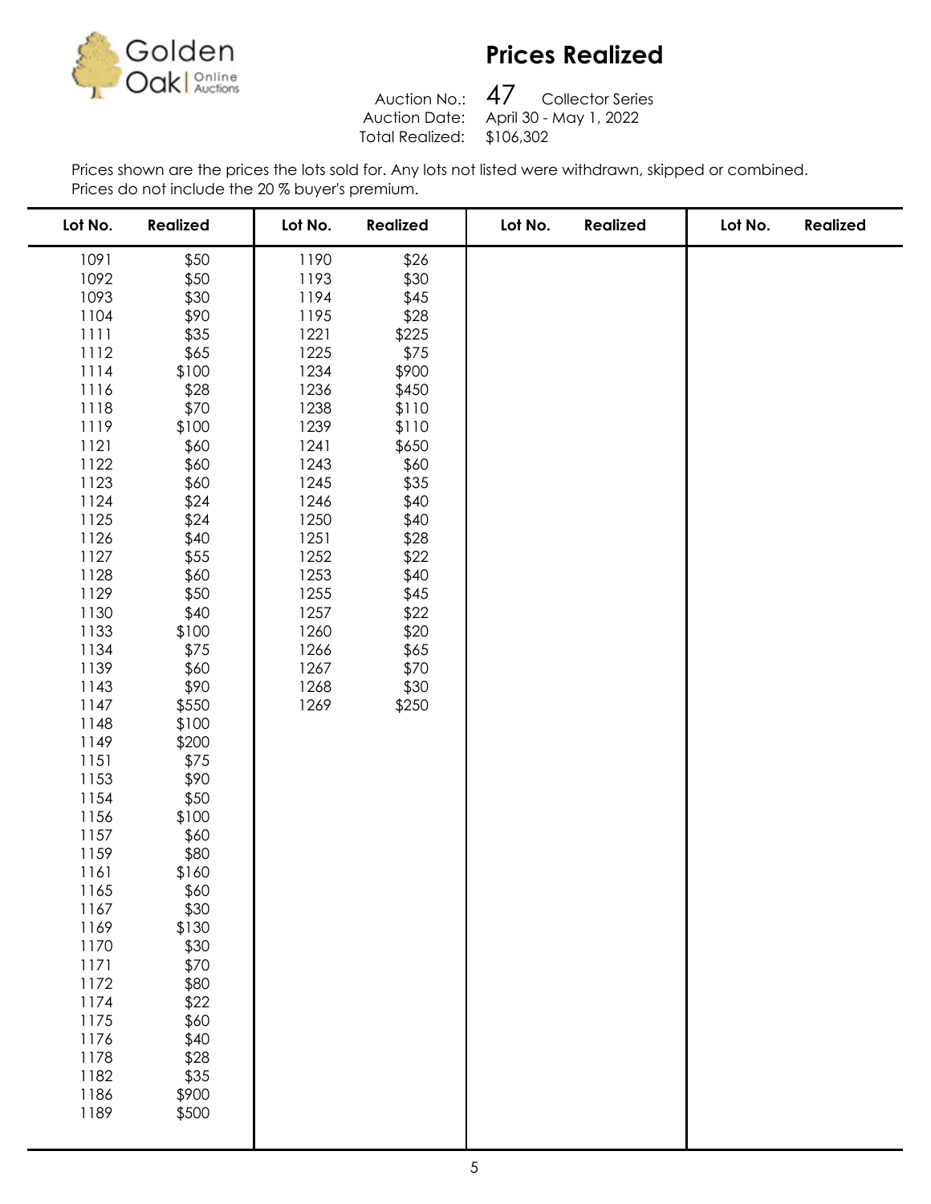Golden Oak Online Auctions

# Prices Realized

Auction No.: 47 Collector Series
Auction Date: April 30 - May 1, 2022
Total Realized: $106,302

Prices shown are the prices the lots sold for. Any lots not listed were withdrawn, skipped or combined.
Prices do not include the 20 % buyer's premium.

| Lot No. | Realized | Lot No. | Realized | Lot No. | Realized | Lot No. | Realized |
|---|---|---|---|---|---|---|---|
| 1091 | $50 | 1190 | $26 | | | | |
| 1092 | $50 | 1193 | $30 | | | | |
| 1093 | $30 | 1194 | $45 | | | | |
| 1104 | $90 | 1195 | $28 | | | | |
| 1111 | $35 | 1221 | $225 | | | | |
| 1112 | $65 | 1225 | $75 | | | | |
| 1114 | $100 | 1234 | $900 | | | | |
| 1116 | $28 | 1236 | $450 | | | | |
| 1118 | $70 | 1238 | $110 | | | | |
| 1119 | $100 | 1239 | $110 | | | | |
| 1121 | $60 | 1241 | $650 | | | | |
| 1122 | $60 | 1243 | $60 | | | | |
| 1123 | $60 | 1245 | $35 | | | | |
| 1124 | $24 | 1246 | $40 | | | | |
| 1125 | $24 | 1250 | $40 | | | | |
| 1126 | $40 | 1251 | $28 | | | | |
| 1127 | $55 | 1252 | $22 | | | | |
| 1128 | $60 | 1253 | $40 | | | | |
| 1129 | $50 | 1255 | $45 | | | | |
| 1130 | $40 | 1257 | $22 | | | | |
| 1133 | $100 | 1260 | $20 | | | | |
| 1134 | $75 | 1266 | $65 | | | | |
| 1139 | $60 | 1267 | $70 | | | | |
| 1143 | $90 | 1268 | $30 | | | | |
| 1147 | $550 | 1269 | $250 | | | | |
| 1148 | $100 | | | | | | |
| 1149 | $200 | | | | | | |
| 1151 | $75 | | | | | | |
| 1153 | $90 | | | | | | |
| 1154 | $50 | | | | | | |
| 1156 | $100 | | | | | | |
| 1157 | $60 | | | | | | |
| 1159 | $80 | | | | | | |
| 1161 | $160 | | | | | | |
| 1165 | $60 | | | | | | |
| 1167 | $30 | | | | | | |
| 1169 | $130 | | | | | | |
| 1170 | $30 | | | | | | |
| 1171 | $70 | | | | | | |
| 1172 | $80 | | | | | | |
| 1174 | $22 | | | | | | |
| 1175 | $60 | | | | | | |
| 1176 | $40 | | | | | | |
| 1178 | $28 | | | | | | |
| 1182 | $35 | | | | | | |
| 1186 | $900 | | | | | | |
| 1189 | $500 | | | | | | |